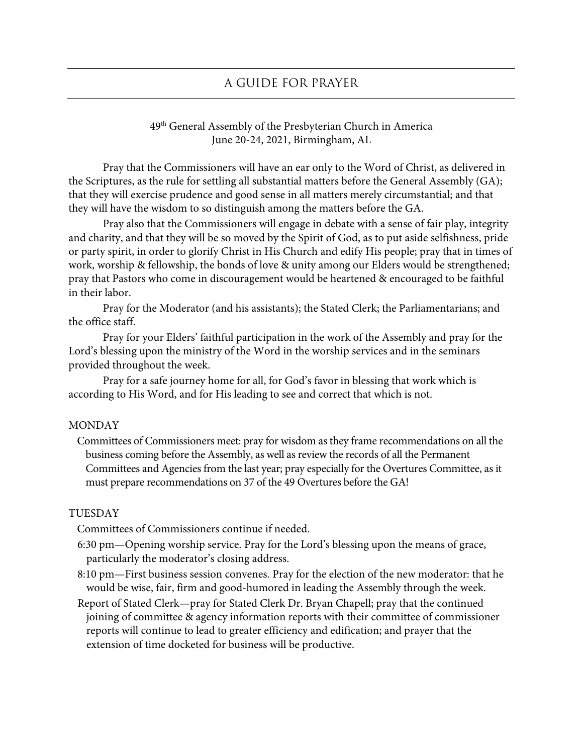# A GUIDE FOR PRAYER

49th General Assembly of the Presbyterian Church in America
June 20-24, 2021, Birmingham, AL

Pray that the Commissioners will have an ear only to the Word of Christ, as delivered in the Scriptures, as the rule for settling all substantial matters before the General Assembly (GA); that they will exercise prudence and good sense in all matters merely circumstantial; and that they will have the wisdom to so distinguish among the matters before the GA.

Pray also that the Commissioners will engage in debate with a sense of fair play, integrity and charity, and that they will be so moved by the Spirit of God, as to put aside selfishness, pride or party spirit, in order to glorify Christ in His Church and edify His people; pray that in times of work, worship & fellowship, the bonds of love & unity among our Elders would be strengthened; pray that Pastors who come in discouragement would be heartened & encouraged to be faithful in their labor.

Pray for the Moderator (and his assistants); the Stated Clerk; the Parliamentarians; and the office staff.

Pray for your Elders' faithful participation in the work of the Assembly and pray for the Lord's blessing upon the ministry of the Word in the worship services and in the seminars provided throughout the week.

Pray for a safe journey home for all, for God's favor in blessing that work which is according to His Word, and for His leading to see and correct that which is not.

## MONDAY

Committees of Commissioners meet: pray for wisdom as they frame recommendations on all the business coming before the Assembly, as well as review the records of all the Permanent Committees and Agencies from the last year; pray especially for the Overtures Committee, as it must prepare recommendations on 37 of the 49 Overtures before the GA!

## TUESDAY

Committees of Commissioners continue if needed.

6:30 pm—Opening worship service. Pray for the Lord's blessing upon the means of grace, particularly the moderator's closing address.

8:10 pm—First business session convenes. Pray for the election of the new moderator: that he would be wise, fair, firm and good-humored in leading the Assembly through the week.

Report of Stated Clerk—pray for Stated Clerk Dr. Bryan Chapell; pray that the continued joining of committee & agency information reports with their committee of commissioner reports will continue to lead to greater efficiency and edification; and prayer that the extension of time docketed for business will be productive.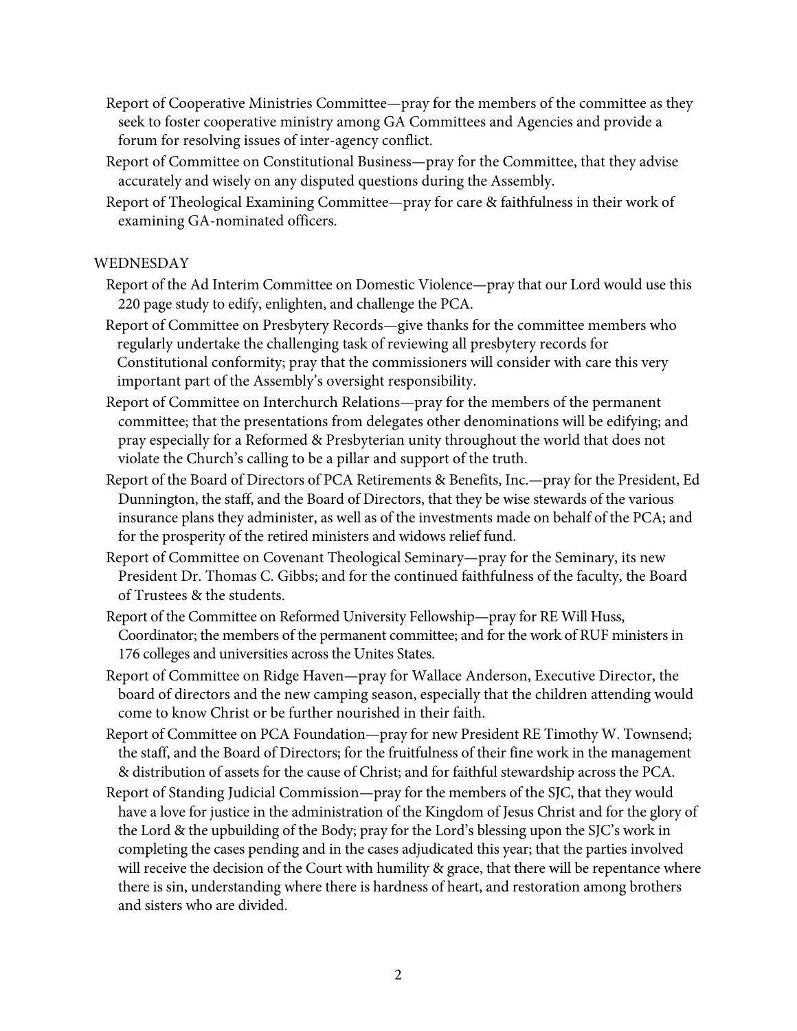Report of Cooperative Ministries Committee—pray for the members of the committee as they seek to foster cooperative ministry among GA Committees and Agencies and provide a forum for resolving issues of inter-agency conflict.

Report of Committee on Constitutional Business—pray for the Committee, that they advise accurately and wisely on any disputed questions during the Assembly.

Report of Theological Examining Committee—pray for care & faithfulness in their work of examining GA-nominated officers.

WEDNESDAY

Report of the Ad Interim Committee on Domestic Violence—pray that our Lord would use this 220 page study to edify, enlighten, and challenge the PCA.

Report of Committee on Presbytery Records—give thanks for the committee members who regularly undertake the challenging task of reviewing all presbytery records for Constitutional conformity; pray that the commissioners will consider with care this very important part of the Assembly's oversight responsibility.

Report of Committee on Interchurch Relations—pray for the members of the permanent committee; that the presentations from delegates other denominations will be edifying; and pray especially for a Reformed & Presbyterian unity throughout the world that does not violate the Church's calling to be a pillar and support of the truth.

Report of the Board of Directors of PCA Retirements & Benefits, Inc.—pray for the President, Ed Dunnington, the staff, and the Board of Directors, that they be wise stewards of the various insurance plans they administer, as well as of the investments made on behalf of the PCA; and for the prosperity of the retired ministers and widows relief fund.

Report of Committee on Covenant Theological Seminary—pray for the Seminary, its new President Dr. Thomas C. Gibbs; and for the continued faithfulness of the faculty, the Board of Trustees & the students.

Report of the Committee on Reformed University Fellowship—pray for RE Will Huss, Coordinator; the members of the permanent committee; and for the work of RUF ministers in 176 colleges and universities across the Unites States.

Report of Committee on Ridge Haven—pray for Wallace Anderson, Executive Director, the board of directors and the new camping season, especially that the children attending would come to know Christ or be further nourished in their faith.

Report of Committee on PCA Foundation—pray for new President RE Timothy W. Townsend; the staff, and the Board of Directors; for the fruitfulness of their fine work in the management & distribution of assets for the cause of Christ; and for faithful stewardship across the PCA.

Report of Standing Judicial Commission—pray for the members of the SJC, that they would have a love for justice in the administration of the Kingdom of Jesus Christ and for the glory of the Lord & the upbuilding of the Body; pray for the Lord's blessing upon the SJC's work in completing the cases pending and in the cases adjudicated this year; that the parties involved will receive the decision of the Court with humility & grace, that there will be repentance where there is sin, understanding where there is hardness of heart, and restoration among brothers and sisters who are divided.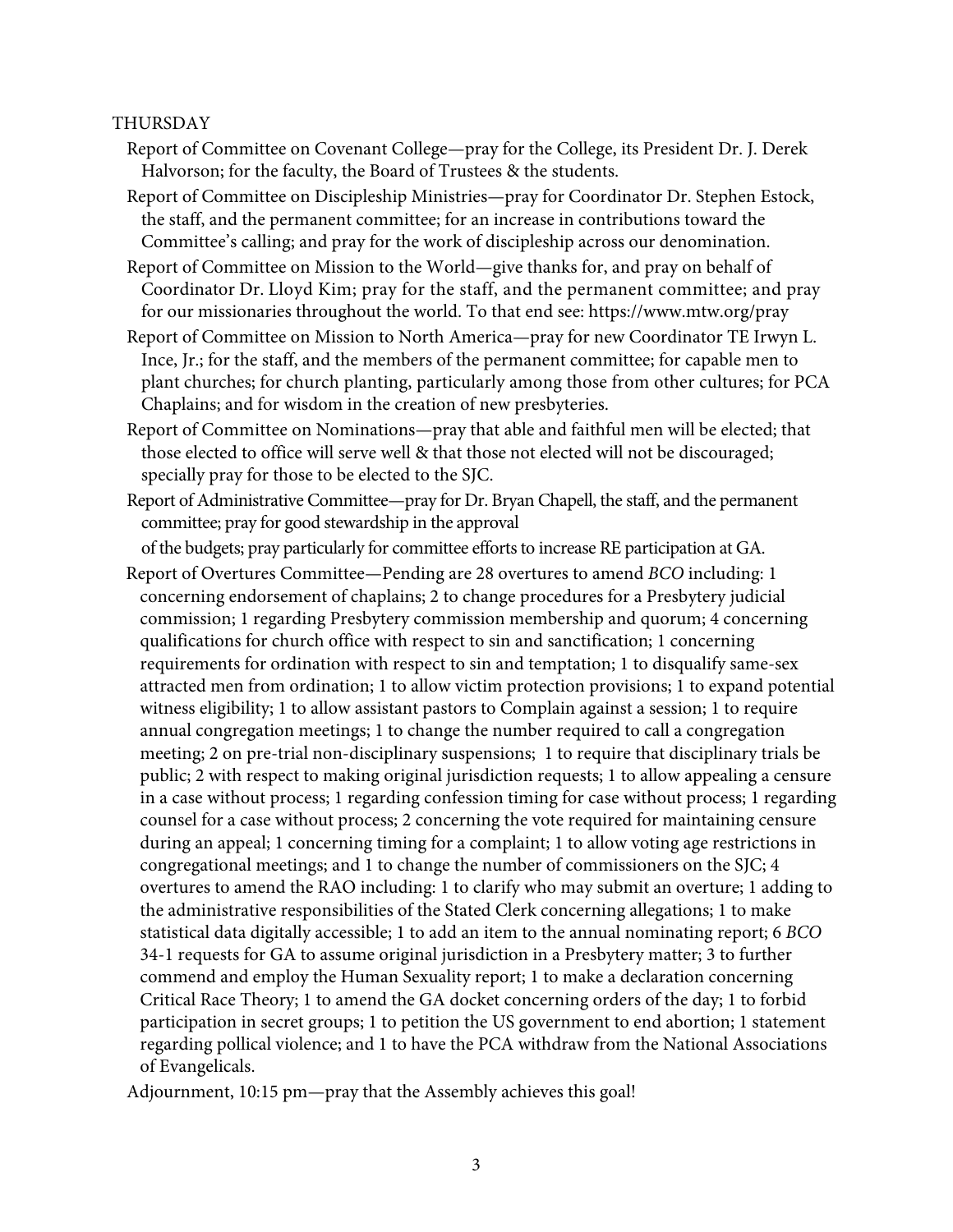THURSDAY

Report of Committee on Covenant College—pray for the College, its President Dr. J. Derek Halvorson; for the faculty, the Board of Trustees & the students.

Report of Committee on Discipleship Ministries—pray for Coordinator Dr. Stephen Estock, the staff, and the permanent committee; for an increase in contributions toward the Committee's calling; and pray for the work of discipleship across our denomination.

Report of Committee on Mission to the World—give thanks for, and pray on behalf of Coordinator Dr. Lloyd Kim; pray for the staff, and the permanent committee; and pray for our missionaries throughout the world. To that end see: https://www.mtw.org/pray

Report of Committee on Mission to North America—pray for new Coordinator TE Irwyn L. Ince, Jr.; for the staff, and the members of the permanent committee; for capable men to plant churches; for church planting, particularly among those from other cultures; for PCA Chaplains; and for wisdom in the creation of new presbyteries.

Report of Committee on Nominations—pray that able and faithful men will be elected; that those elected to office will serve well & that those not elected will not be discouraged; specially pray for those to be elected to the SJC.

Report of Administrative Committee—pray for Dr. Bryan Chapell, the staff, and the permanent committee; pray for good stewardship in the approval of the budgets; pray particularly for committee efforts to increase RE participation at GA.

Report of Overtures Committee—Pending are 28 overtures to amend *BCO* including: 1 concerning endorsement of chaplains; 2 to change procedures for a Presbytery judicial commission; 1 regarding Presbytery commission membership and quorum; 4 concerning qualifications for church office with respect to sin and sanctification; 1 concerning requirements for ordination with respect to sin and temptation; 1 to disqualify same-sex attracted men from ordination; 1 to allow victim protection provisions; 1 to expand potential witness eligibility; 1 to allow assistant pastors to Complain against a session; 1 to require annual congregation meetings; 1 to change the number required to call a congregation meeting; 2 on pre-trial non-disciplinary suspensions; 1 to require that disciplinary trials be public; 2 with respect to making original jurisdiction requests; 1 to allow appealing a censure in a case without process; 1 regarding confession timing for case without process; 1 regarding counsel for a case without process; 2 concerning the vote required for maintaining censure during an appeal; 1 concerning timing for a complaint; 1 to allow voting age restrictions in congregational meetings; and 1 to change the number of commissioners on the SJC; 4 overtures to amend the RAO including: 1 to clarify who may submit an overture; 1 adding to the administrative responsibilities of the Stated Clerk concerning allegations; 1 to make statistical data digitally accessible; 1 to add an item to the annual nominating report; 6 *BCO* 34-1 requests for GA to assume original jurisdiction in a Presbytery matter; 3 to further commend and employ the Human Sexuality report; 1 to make a declaration concerning Critical Race Theory; 1 to amend the GA docket concerning orders of the day; 1 to forbid participation in secret groups; 1 to petition the US government to end abortion; 1 statement regarding pollical violence; and 1 to have the PCA withdraw from the National Associations of Evangelicals.

Adjournment, 10:15 pm—pray that the Assembly achieves this goal!